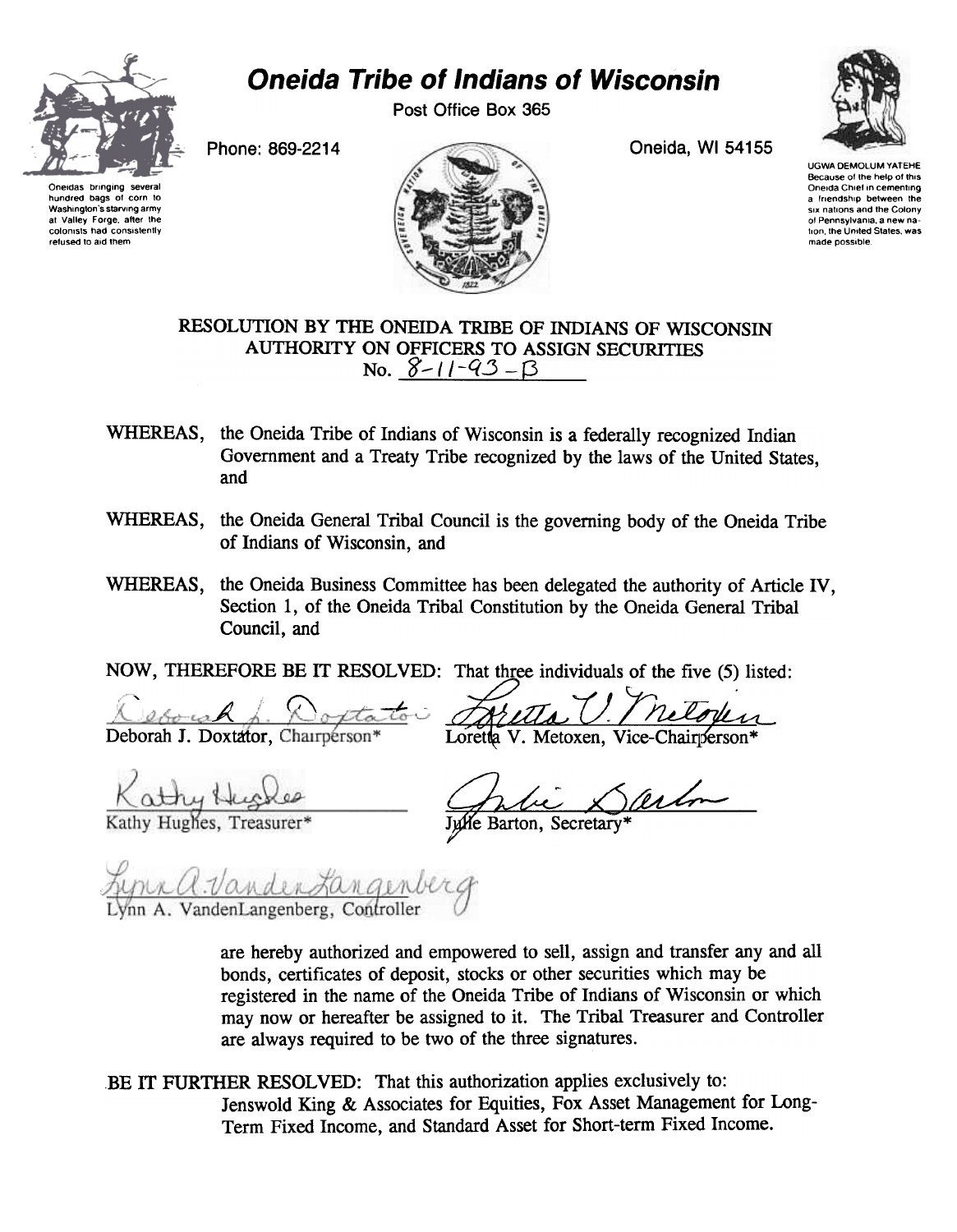# Oneida Tribe of Indians of Wisconsin

Post Office Box 365

Phone: 869-2214

Oneida, WI 54155

Oneidas bringing several hundred bags of corn to Washington's starving army at Valley Forge, after the colonists had consistently refused to aid them

UGWA DEMOLUM YATEHE
Because of the help of this Oneida Chief in cementing a friendship between the six nations and the Colony of Pennsylvania, a new nation, the United States, was made possible.

## RESOLUTION BY THE ONEIDA TRIBE OF INDIANS OF WISCONSIN AUTHORITY ON OFFICERS TO ASSIGN SECURITIES
## No. 8-11-93-B

WHEREAS, the Oneida Tribe of Indians of Wisconsin is a federally recognized Indian Government and a Treaty Tribe recognized by the laws of the United States, and

WHEREAS, the Oneida General Tribal Council is the governing body of the Oneida Tribe of Indians of Wisconsin, and

WHEREAS, the Oneida Business Committee has been delegated the authority of Article IV, Section 1, of the Oneida Tribal Constitution by the Oneida General Tribal Council, and

NOW, THEREFORE BE IT RESOLVED: That three individuals of the five (5) listed:

Deborah J. Doxtator, Chairperson*

Loretta V. Metoxen, Vice-Chairperson*

Kathy Hughes, Treasurer*

Julie Barton, Secretary*

Lynn A. VandenLangenberg, Controller

are hereby authorized and empowered to sell, assign and transfer any and all bonds, certificates of deposit, stocks or other securities which may be registered in the name of the Oneida Tribe of Indians of Wisconsin or which may now or hereafter be assigned to it. The Tribal Treasurer and Controller are always required to be two of the three signatures.

BE IT FURTHER RESOLVED: That this authorization applies exclusively to:
Jenswold King & Associates for Equities, Fox Asset Management for Long-Term Fixed Income, and Standard Asset for Short-term Fixed Income.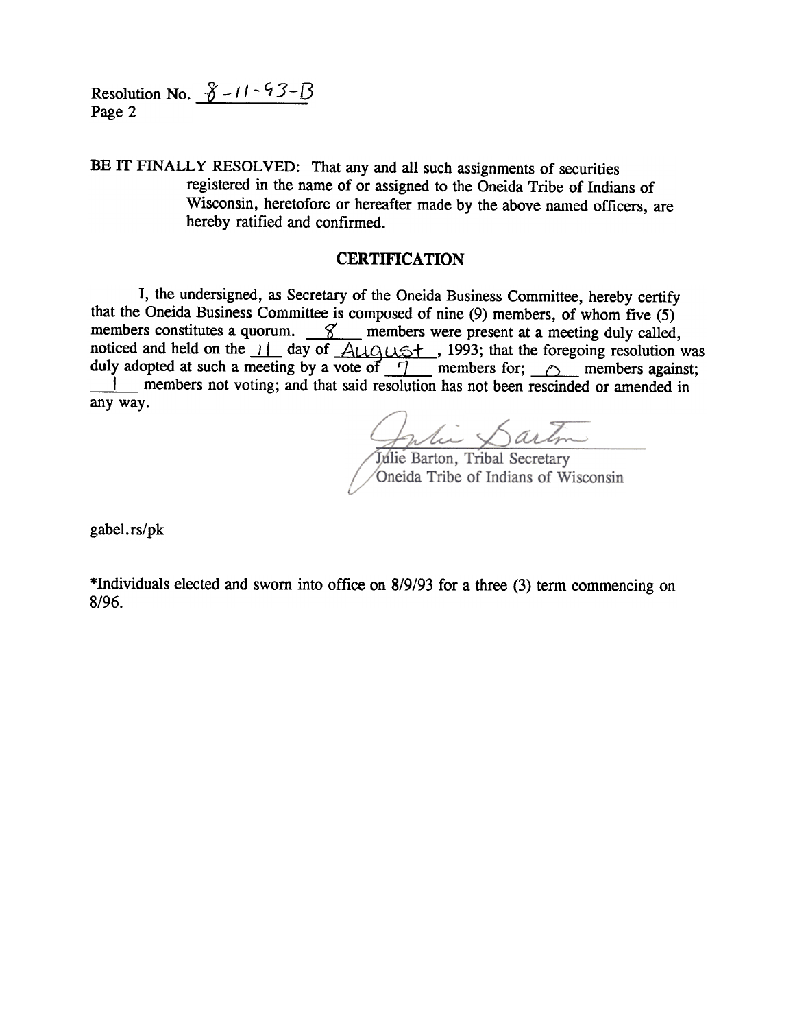Resolution No. 8-11-93-B
Page 2

BE IT FINALLY RESOLVED: That any and all such assignments of securities registered in the name of or assigned to the Oneida Tribe of Indians of Wisconsin, heretofore or hereafter made by the above named officers, are hereby ratified and confirmed.

## CERTIFICATION

I, the undersigned, as Secretary of the Oneida Business Committee, hereby certify that the Oneida Business Committee is composed of nine (9) members, of whom five (5) members constitutes a quorum. 8 members were present at a meeting duly called, noticed and held on the 11 day of August, 1993; that the foregoing resolution was duly adopted at such a meeting by a vote of 7 members for; 0 members against; 1 members not voting; and that said resolution has not been rescinded or amended in any way.

Julie Barton, Tribal Secretary
Oneida Tribe of Indians of Wisconsin

gabel.rs/pk

*Individuals elected and sworn into office on 8/9/93 for a three (3) term commencing on 8/96.